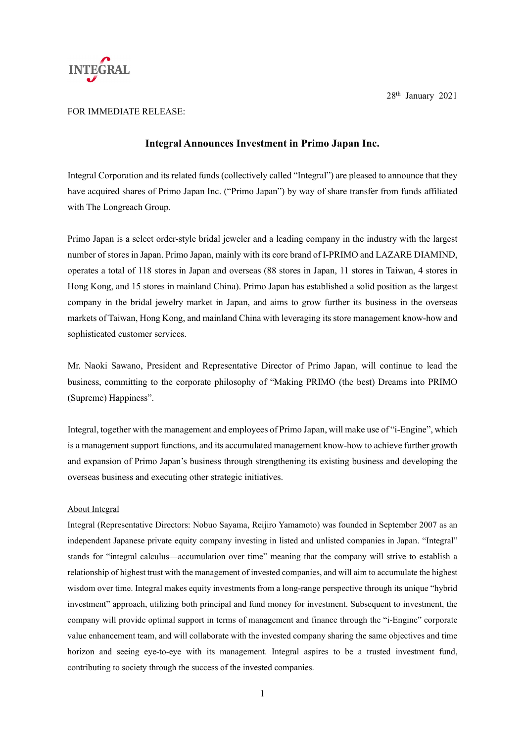INTEGRAL

28th January 2021

FOR IMMEDIATE RELEASE:

## Integral Announces Investment in Primo Japan Inc.

Integral Corporation and its related funds (collectively called "Integral") are pleased to announce that they have acquired shares of Primo Japan Inc. ("Primo Japan") by way of share transfer from funds affiliated with The Longreach Group.

Primo Japan is a select order-style bridal jeweler and a leading company in the industry with the largest number of stores in Japan. Primo Japan, mainly with its core brand of I-PRIMO and LAZARE DIAMIND, operates a total of 118 stores in Japan and overseas (88 stores in Japan, 11 stores in Taiwan, 4 stores in Hong Kong, and 15 stores in mainland China). Primo Japan has established a solid position as the largest company in the bridal jewelry market in Japan, and aims to grow further its business in the overseas markets of Taiwan, Hong Kong, and mainland China with leveraging its store management know-how and sophisticated customer services.

Mr. Naoki Sawano, President and Representative Director of Primo Japan, will continue to lead the business, committing to the corporate philosophy of "Making PRIMO (the best) Dreams into PRIMO (Supreme) Happiness".

Integral, together with the management and employees of Primo Japan, will make use of "i-Engine", which is a management support functions, and its accumulated management know-how to achieve further growth and expansion of Primo Japan's business through strengthening its existing business and developing the overseas business and executing other strategic initiatives.

### About Integral

Integral (Representative Directors: Nobuo Sayama, Reijiro Yamamoto) was founded in September 2007 as an independent Japanese private equity company investing in listed and unlisted companies in Japan. "Integral" stands for "integral calculus—accumulation over time" meaning that the company will strive to establish a relationship of highest trust with the management of invested companies, and will aim to accumulate the highest wisdom over time. Integral makes equity investments from a long-range perspective through its unique "hybrid investment" approach, utilizing both principal and fund money for investment. Subsequent to investment, the company will provide optimal support in terms of management and finance through the "i-Engine" corporate value enhancement team, and will collaborate with the invested company sharing the same objectives and time horizon and seeing eye-to-eye with its management. Integral aspires to be a trusted investment fund, contributing to society through the success of the invested companies.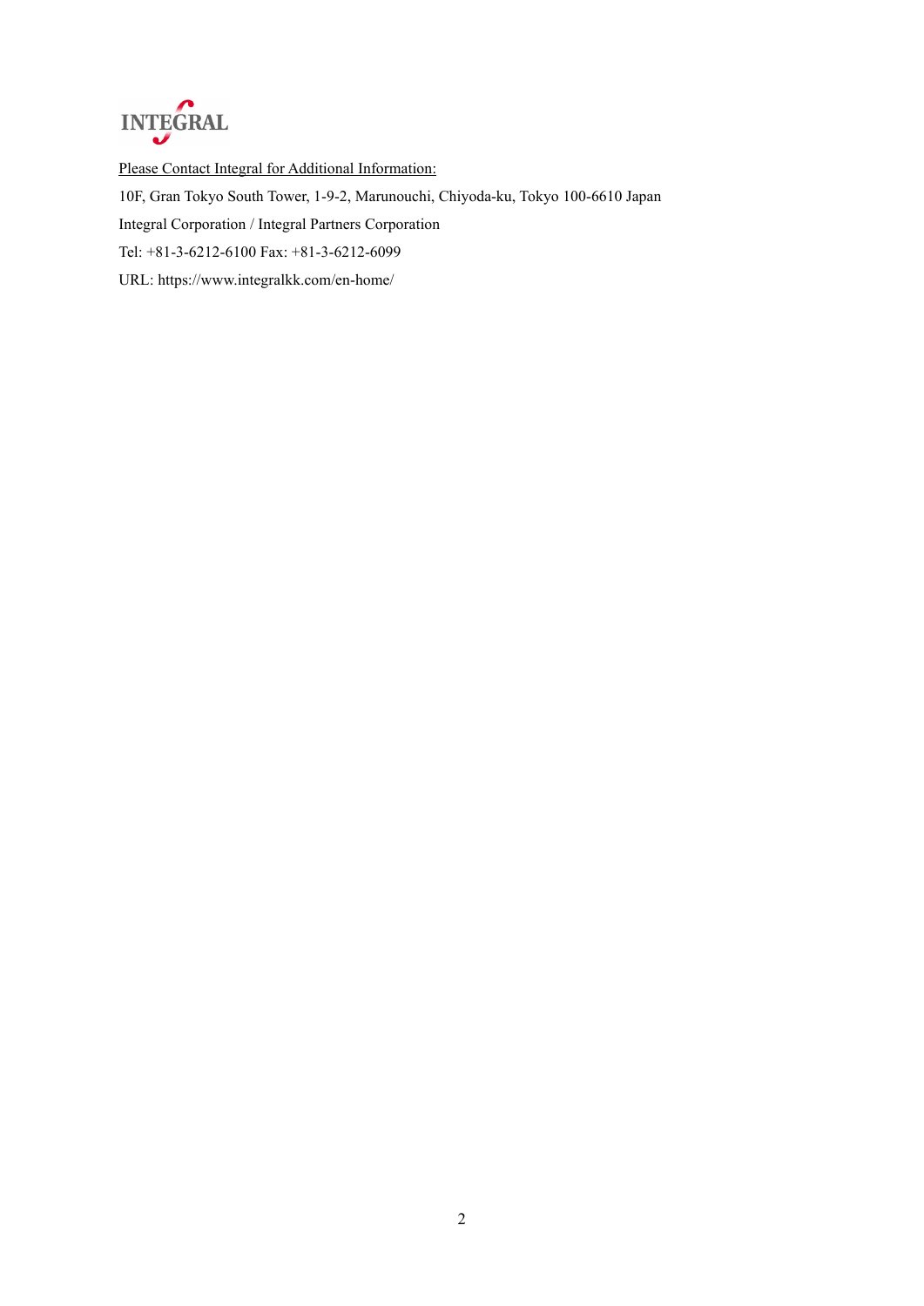INTEGRAL

Please Contact Integral for Additional Information:

10F, Gran Tokyo South Tower, 1-9-2, Marunouchi, Chiyoda-ku, Tokyo 100-6610 Japan

Integral Corporation / Integral Partners Corporation

Tel: +81-3-6212-6100 Fax: +81-3-6212-6099

URL: https://www.integralkk.com/en-home/